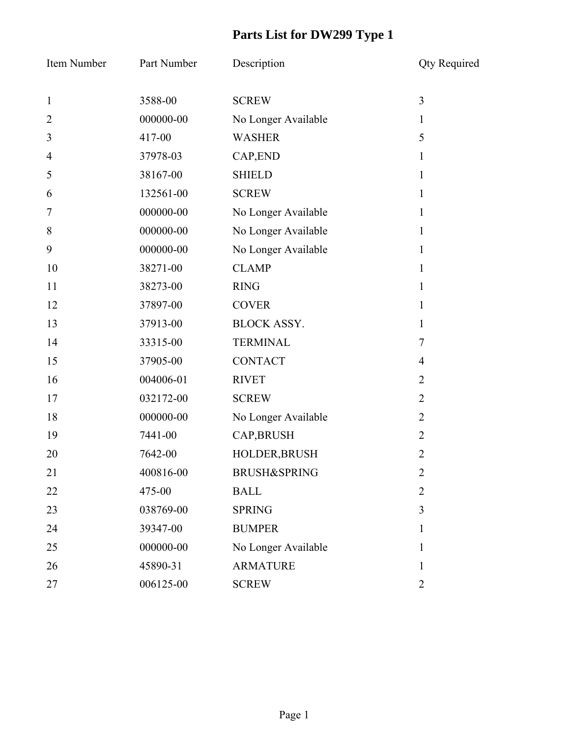# Parts List for DW299 Type 1

| Item Number | Part Number | Description | Qty Required |
|---|---|---|---|
| 1 | 3588-00 | SCREW | 3 |
| 2 | 000000-00 | No Longer Available | 1 |
| 3 | 417-00 | WASHER | 5 |
| 4 | 37978-03 | CAP,END | 1 |
| 5 | 38167-00 | SHIELD | 1 |
| 6 | 132561-00 | SCREW | 1 |
| 7 | 000000-00 | No Longer Available | 1 |
| 8 | 000000-00 | No Longer Available | 1 |
| 9 | 000000-00 | No Longer Available | 1 |
| 10 | 38271-00 | CLAMP | 1 |
| 11 | 38273-00 | RING | 1 |
| 12 | 37897-00 | COVER | 1 |
| 13 | 37913-00 | BLOCK ASSY. | 1 |
| 14 | 33315-00 | TERMINAL | 7 |
| 15 | 37905-00 | CONTACT | 4 |
| 16 | 004006-01 | RIVET | 2 |
| 17 | 032172-00 | SCREW | 2 |
| 18 | 000000-00 | No Longer Available | 2 |
| 19 | 7441-00 | CAP,BRUSH | 2 |
| 20 | 7642-00 | HOLDER,BRUSH | 2 |
| 21 | 400816-00 | BRUSH&SPRING | 2 |
| 22 | 475-00 | BALL | 2 |
| 23 | 038769-00 | SPRING | 3 |
| 24 | 39347-00 | BUMPER | 1 |
| 25 | 000000-00 | No Longer Available | 1 |
| 26 | 45890-31 | ARMATURE | 1 |
| 27 | 006125-00 | SCREW | 2 |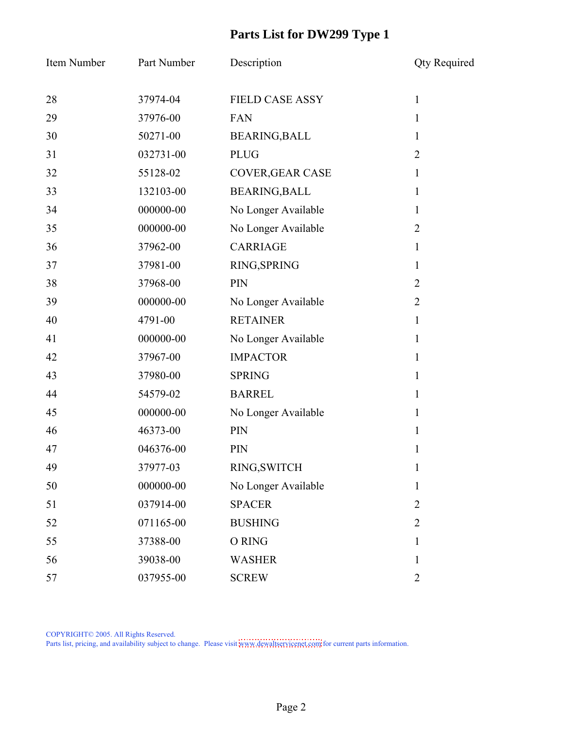# Parts List for DW299 Type 1

| Item Number | Part Number | Description | Qty Required |
|---|---|---|---|
| 28 | 37974-04 | FIELD CASE ASSY | 1 |
| 29 | 37976-00 | FAN | 1 |
| 30 | 50271-00 | BEARING,BALL | 1 |
| 31 | 032731-00 | PLUG | 2 |
| 32 | 55128-02 | COVER,GEAR CASE | 1 |
| 33 | 132103-00 | BEARING,BALL | 1 |
| 34 | 000000-00 | No Longer Available | 1 |
| 35 | 000000-00 | No Longer Available | 2 |
| 36 | 37962-00 | CARRIAGE | 1 |
| 37 | 37981-00 | RING,SPRING | 1 |
| 38 | 37968-00 | PIN | 2 |
| 39 | 000000-00 | No Longer Available | 2 |
| 40 | 4791-00 | RETAINER | 1 |
| 41 | 000000-00 | No Longer Available | 1 |
| 42 | 37967-00 | IMPACTOR | 1 |
| 43 | 37980-00 | SPRING | 1 |
| 44 | 54579-02 | BARREL | 1 |
| 45 | 000000-00 | No Longer Available | 1 |
| 46 | 46373-00 | PIN | 1 |
| 47 | 046376-00 | PIN | 1 |
| 49 | 37977-03 | RING,SWITCH | 1 |
| 50 | 000000-00 | No Longer Available | 1 |
| 51 | 037914-00 | SPACER | 2 |
| 52 | 071165-00 | BUSHING | 2 |
| 55 | 37388-00 | O RING | 1 |
| 56 | 39038-00 | WASHER | 1 |
| 57 | 037955-00 | SCREW | 2 |

COPYRIGHT© 2005. All Rights Reserved.
Parts list, pricing, and availability subject to change. Please visit www.dewaltservicenet.com for current parts information.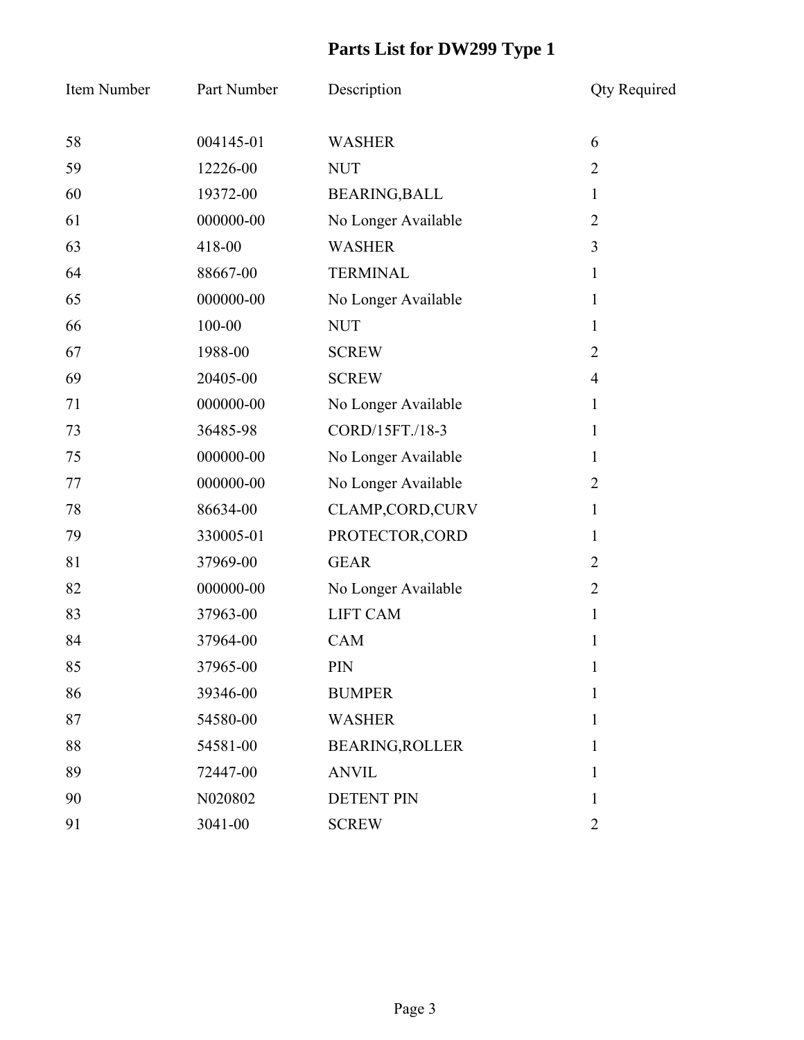# Parts List for DW299 Type 1

| Item Number | Part Number | Description | Qty Required |
|---|---|---|---|
| 58 | 004145-01 | WASHER | 6 |
| 59 | 12226-00 | NUT | 2 |
| 60 | 19372-00 | BEARING,BALL | 1 |
| 61 | 000000-00 | No Longer Available | 2 |
| 63 | 418-00 | WASHER | 3 |
| 64 | 88667-00 | TERMINAL | 1 |
| 65 | 000000-00 | No Longer Available | 1 |
| 66 | 100-00 | NUT | 1 |
| 67 | 1988-00 | SCREW | 2 |
| 69 | 20405-00 | SCREW | 4 |
| 71 | 000000-00 | No Longer Available | 1 |
| 73 | 36485-98 | CORD/15FT./18-3 | 1 |
| 75 | 000000-00 | No Longer Available | 1 |
| 77 | 000000-00 | No Longer Available | 2 |
| 78 | 86634-00 | CLAMP,CORD,CURV | 1 |
| 79 | 330005-01 | PROTECTOR,CORD | 1 |
| 81 | 37969-00 | GEAR | 2 |
| 82 | 000000-00 | No Longer Available | 2 |
| 83 | 37963-00 | LIFT CAM | 1 |
| 84 | 37964-00 | CAM | 1 |
| 85 | 37965-00 | PIN | 1 |
| 86 | 39346-00 | BUMPER | 1 |
| 87 | 54580-00 | WASHER | 1 |
| 88 | 54581-00 | BEARING,ROLLER | 1 |
| 89 | 72447-00 | ANVIL | 1 |
| 90 | N020802 | DETENT PIN | 1 |
| 91 | 3041-00 | SCREW | 2 |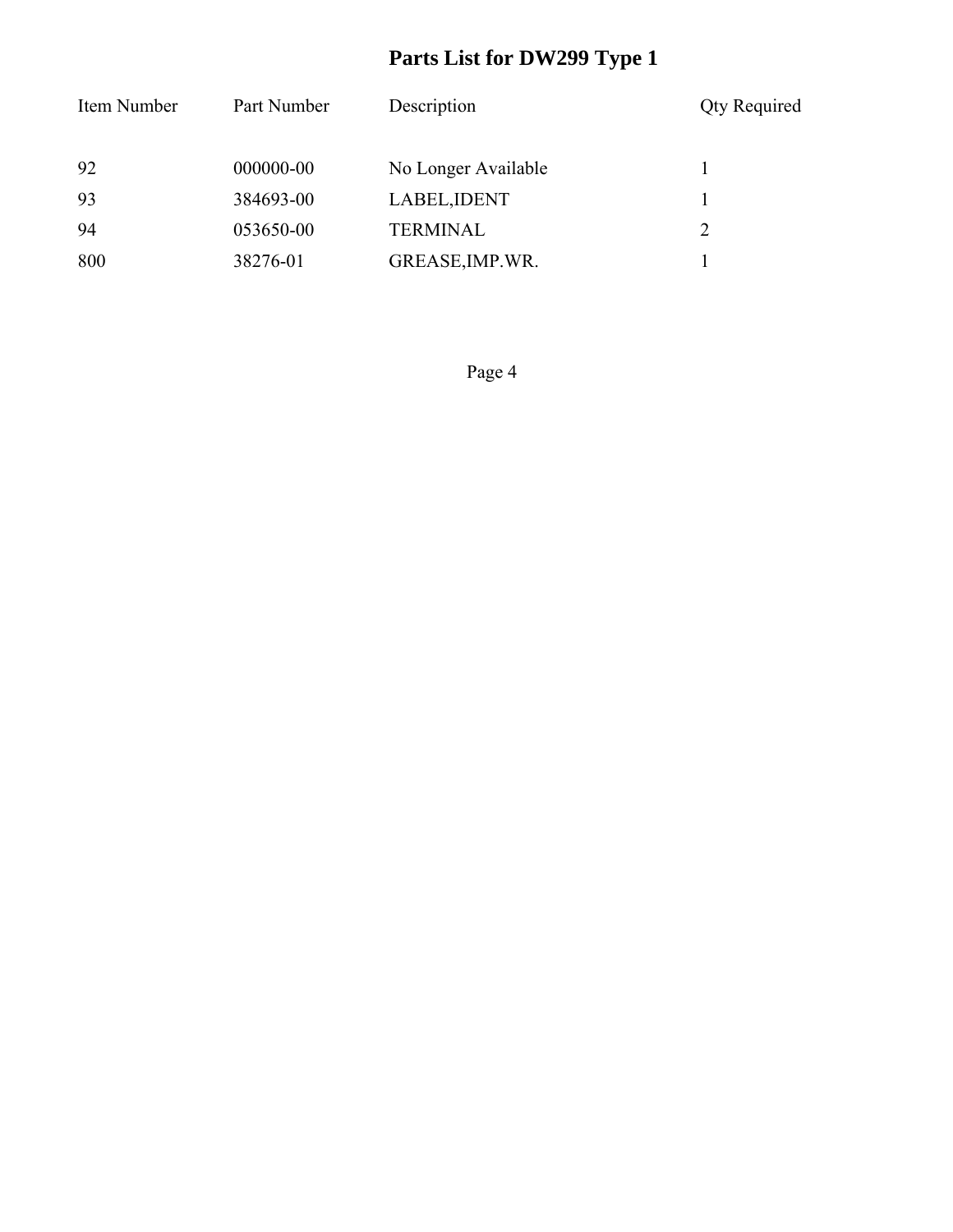# Parts List for DW299 Type 1

| Item Number | Part Number | Description | Qty Required |
|---|---|---|---|
| 92 | 000000-00 | No Longer Available | 1 |
| 93 | 384693-00 | LABEL,IDENT | 1 |
| 94 | 053650-00 | TERMINAL | 2 |
| 800 | 38276-01 | GREASE,IMP.WR. | 1 |